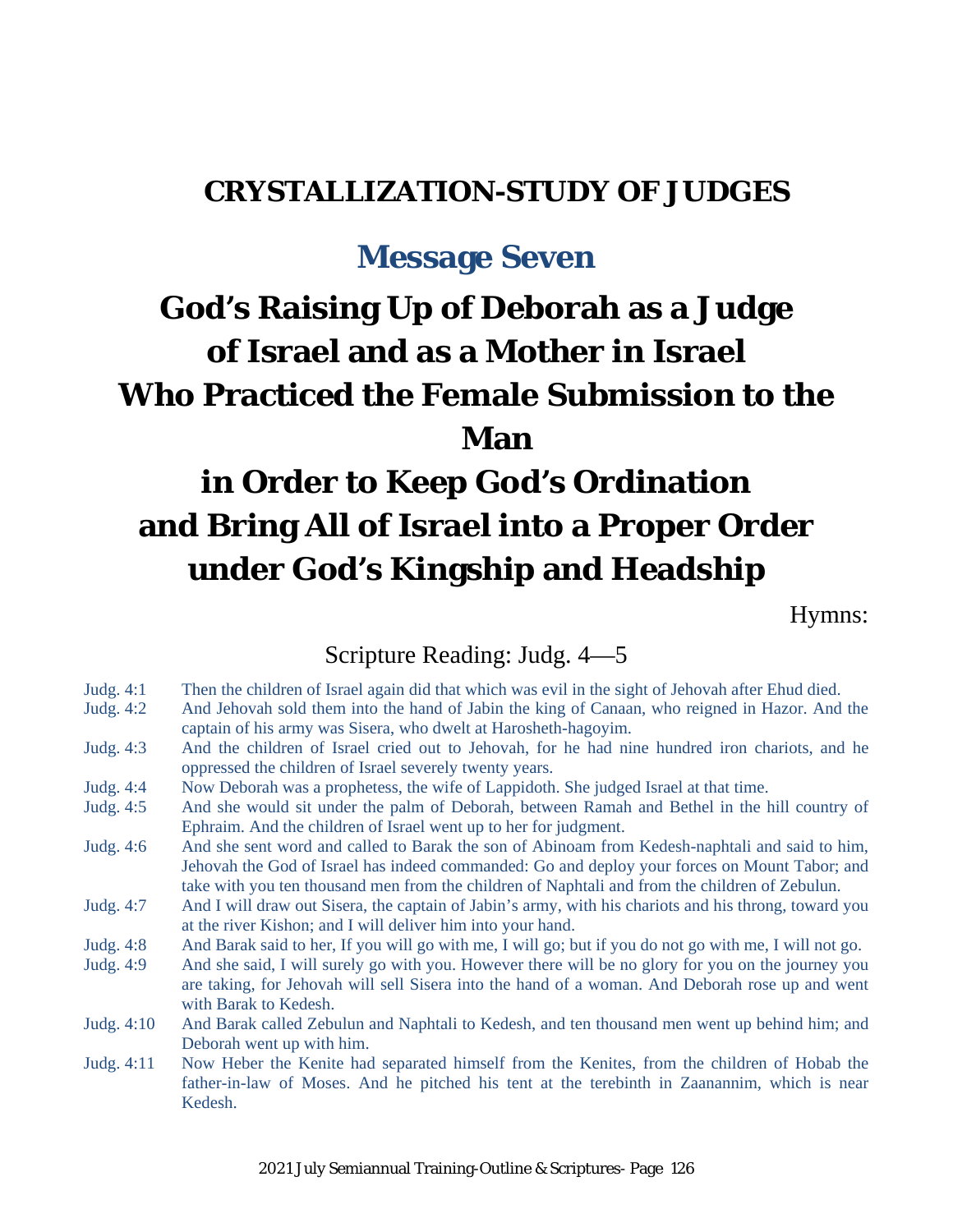# CRYSTALLIZATION-STUDY OF JUDGES

## Message Seven

# God's Raising Up of Deborah as a Judge of Israel and as a Mother in Israel Who Practiced the Female Submission to the Man in Order to Keep God's Ordination and Bring All of Israel into a Proper Order under God's Kingship and Headship

Hymns:

Scripture Reading: Judg. 4—5

| | |
|---|---|
| Judg. 4:1 | Then the children of Israel again did that which was evil in the sight of Jehovah after Ehud died. |
| Judg. 4:2 | And Jehovah sold them into the hand of Jabin the king of Canaan, who reigned in Hazor. And the captain of his army was Sisera, who dwelt at Harosheth-hagoyim. |
| Judg. 4:3 | And the children of Israel cried out to Jehovah, for he had nine hundred iron chariots, and he oppressed the children of Israel severely twenty years. |
| Judg. 4:4 | Now Deborah was a prophetess, the wife of Lappidoth. She judged Israel at that time. |
| Judg. 4:5 | And she would sit under the palm of Deborah, between Ramah and Bethel in the hill country of Ephraim. And the children of Israel went up to her for judgment. |
| Judg. 4:6 | And she sent word and called to Barak the son of Abinoam from Kedesh-naphtali and said to him, Jehovah the God of Israel has indeed commanded: Go and deploy your forces on Mount Tabor; and take with you ten thousand men from the children of Naphtali and from the children of Zebulun. |
| Judg. 4:7 | And I will draw out Sisera, the captain of Jabin's army, with his chariots and his throng, toward you at the river Kishon; and I will deliver him into your hand. |
| Judg. 4:8 | And Barak said to her, If you will go with me, I will go; but if you do not go with me, I will not go. |
| Judg. 4:9 | And she said, I will surely go with you. However there will be no glory for you on the journey you are taking, for Jehovah will sell Sisera into the hand of a woman. And Deborah rose up and went with Barak to Kedesh. |
| Judg. 4:10 | And Barak called Zebulun and Naphtali to Kedesh, and ten thousand men went up behind him; and Deborah went up with him. |
| Judg. 4:11 | Now Heber the Kenite had separated himself from the Kenites, from the children of Hobab the father-in-law of Moses. And he pitched his tent at the terebinth in Zaanannim, which is near Kedesh. |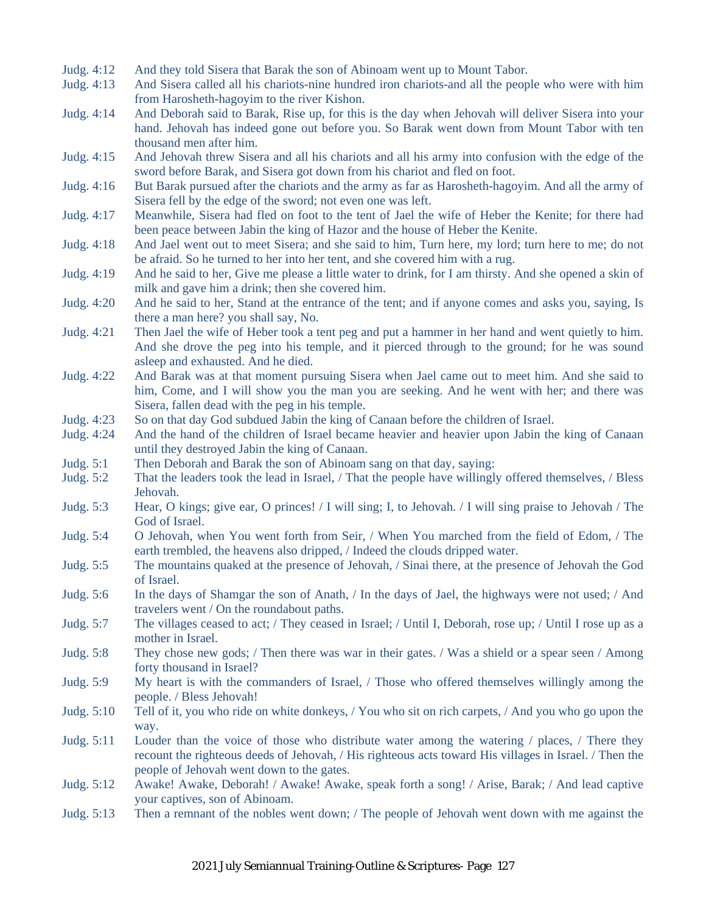Judg. 4:12 And they told Sisera that Barak the son of Abinoam went up to Mount Tabor.

Judg. 4:13 And Sisera called all his chariots-nine hundred iron chariots-and all the people who were with him from Harosheth-hagoyim to the river Kishon.

Judg. 4:14 And Deborah said to Barak, Rise up, for this is the day when Jehovah will deliver Sisera into your hand. Jehovah has indeed gone out before you. So Barak went down from Mount Tabor with ten thousand men after him.

Judg. 4:15 And Jehovah threw Sisera and all his chariots and all his army into confusion with the edge of the sword before Barak, and Sisera got down from his chariot and fled on foot.

Judg. 4:16 But Barak pursued after the chariots and the army as far as Harosheth-hagoyim. And all the army of Sisera fell by the edge of the sword; not even one was left.

Judg. 4:17 Meanwhile, Sisera had fled on foot to the tent of Jael the wife of Heber the Kenite; for there had been peace between Jabin the king of Hazor and the house of Heber the Kenite.

Judg. 4:18 And Jael went out to meet Sisera; and she said to him, Turn here, my lord; turn here to me; do not be afraid. So he turned to her into her tent, and she covered him with a rug.

Judg. 4:19 And he said to her, Give me please a little water to drink, for I am thirsty. And she opened a skin of milk and gave him a drink; then she covered him.

Judg. 4:20 And he said to her, Stand at the entrance of the tent; and if anyone comes and asks you, saying, Is there a man here? you shall say, No.

Judg. 4:21 Then Jael the wife of Heber took a tent peg and put a hammer in her hand and went quietly to him. And she drove the peg into his temple, and it pierced through to the ground; for he was sound asleep and exhausted. And he died.

Judg. 4:22 And Barak was at that moment pursuing Sisera when Jael came out to meet him. And she said to him, Come, and I will show you the man you are seeking. And he went with her; and there was Sisera, fallen dead with the peg in his temple.

Judg. 4:23 So on that day God subdued Jabin the king of Canaan before the children of Israel.

Judg. 4:24 And the hand of the children of Israel became heavier and heavier upon Jabin the king of Canaan until they destroyed Jabin the king of Canaan.

Judg. 5:1 Then Deborah and Barak the son of Abinoam sang on that day, saying:

Judg. 5:2 That the leaders took the lead in Israel, / That the people have willingly offered themselves, / Bless Jehovah.

Judg. 5:3 Hear, O kings; give ear, O princes! / I will sing; I, to Jehovah. / I will sing praise to Jehovah / The God of Israel.

Judg. 5:4 O Jehovah, when You went forth from Seir, / When You marched from the field of Edom, / The earth trembled, the heavens also dripped, / Indeed the clouds dripped water.

Judg. 5:5 The mountains quaked at the presence of Jehovah, / Sinai there, at the presence of Jehovah the God of Israel.

Judg. 5:6 In the days of Shamgar the son of Anath, / In the days of Jael, the highways were not used; / And travelers went / On the roundabout paths.

Judg. 5:7 The villages ceased to act; / They ceased in Israel; / Until I, Deborah, rose up; / Until I rose up as a mother in Israel.

Judg. 5:8 They chose new gods; / Then there was war in their gates. / Was a shield or a spear seen / Among forty thousand in Israel?

Judg. 5:9 My heart is with the commanders of Israel, / Those who offered themselves willingly among the people. / Bless Jehovah!

Judg. 5:10 Tell of it, you who ride on white donkeys, / You who sit on rich carpets, / And you who go upon the way.

Judg. 5:11 Louder than the voice of those who distribute water among the watering / places, / There they recount the righteous deeds of Jehovah, / His righteous acts toward His villages in Israel. / Then the people of Jehovah went down to the gates.

Judg. 5:12 Awake! Awake, Deborah! / Awake! Awake, speak forth a song! / Arise, Barak; / And lead captive your captives, son of Abinoam.

Judg. 5:13 Then a remnant of the nobles went down; / The people of Jehovah went down with me against the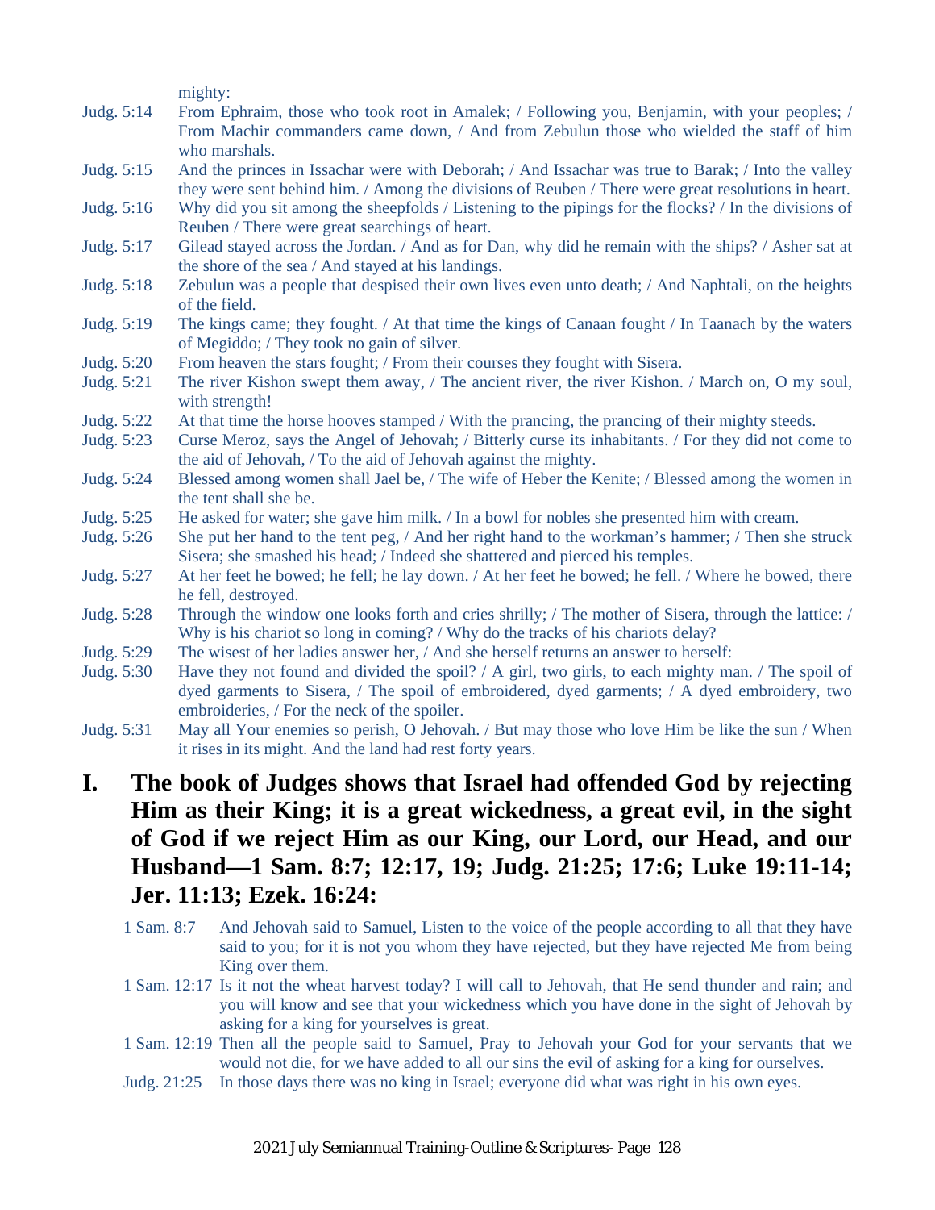mighty:

Judg. 5:14 From Ephraim, those who took root in Amalek; / Following you, Benjamin, with your peoples; / From Machir commanders came down, / And from Zebulun those who wielded the staff of him who marshals.

Judg. 5:15 And the princes in Issachar were with Deborah; / And Issachar was true to Barak; / Into the valley they were sent behind him. / Among the divisions of Reuben / There were great resolutions in heart.

Judg. 5:16 Why did you sit among the sheepfolds / Listening to the pipings for the flocks? / In the divisions of Reuben / There were great searchings of heart.

Judg. 5:17 Gilead stayed across the Jordan. / And as for Dan, why did he remain with the ships? / Asher sat at the shore of the sea / And stayed at his landings.

Judg. 5:18 Zebulun was a people that despised their own lives even unto death; / And Naphtali, on the heights of the field.

Judg. 5:19 The kings came; they fought. / At that time the kings of Canaan fought / In Taanach by the waters of Megiddo; / They took no gain of silver.

Judg. 5:20 From heaven the stars fought; / From their courses they fought with Sisera.

Judg. 5:21 The river Kishon swept them away, / The ancient river, the river Kishon. / March on, O my soul, with strength!

Judg. 5:22 At that time the horse hooves stamped / With the prancing, the prancing of their mighty steeds.

Judg. 5:23 Curse Meroz, says the Angel of Jehovah; / Bitterly curse its inhabitants. / For they did not come to the aid of Jehovah, / To the aid of Jehovah against the mighty.

Judg. 5:24 Blessed among women shall Jael be, / The wife of Heber the Kenite; / Blessed among the women in the tent shall she be.

Judg. 5:25 He asked for water; she gave him milk. / In a bowl for nobles she presented him with cream.

Judg. 5:26 She put her hand to the tent peg, / And her right hand to the workman's hammer; / Then she struck Sisera; she smashed his head; / Indeed she shattered and pierced his temples.

Judg. 5:27 At her feet he bowed; he fell; he lay down. / At her feet he bowed; he fell. / Where he bowed, there he fell, destroyed.

Judg. 5:28 Through the window one looks forth and cries shrilly; / The mother of Sisera, through the lattice: / Why is his chariot so long in coming? / Why do the tracks of his chariots delay?

Judg. 5:29 The wisest of her ladies answer her, / And she herself returns an answer to herself:

Judg. 5:30 Have they not found and divided the spoil? / A girl, two girls, to each mighty man. / The spoil of dyed garments to Sisera, / The spoil of embroidered, dyed garments; / A dyed embroidery, two embroideries, / For the neck of the spoiler.

Judg. 5:31 May all Your enemies so perish, O Jehovah. / But may those who love Him be like the sun / When it rises in its might. And the land had rest forty years.

## I. The book of Judges shows that Israel had offended God by rejecting Him as their King; it is a great wickedness, a great evil, in the sight of God if we reject Him as our King, our Lord, our Head, and our Husband—1 Sam. 8:7; 12:17, 19; Judg. 21:25; 17:6; Luke 19:11-14; Jer. 11:13; Ezek. 16:24:

1 Sam. 8:7 And Jehovah said to Samuel, Listen to the voice of the people according to all that they have said to you; for it is not you whom they have rejected, but they have rejected Me from being King over them.

1 Sam. 12:17 Is it not the wheat harvest today? I will call to Jehovah, that He send thunder and rain; and you will know and see that your wickedness which you have done in the sight of Jehovah by asking for a king for yourselves is great.

1 Sam. 12:19 Then all the people said to Samuel, Pray to Jehovah your God for your servants that we would not die, for we have added to all our sins the evil of asking for a king for ourselves.

Judg. 21:25 In those days there was no king in Israel; everyone did what was right in his own eyes.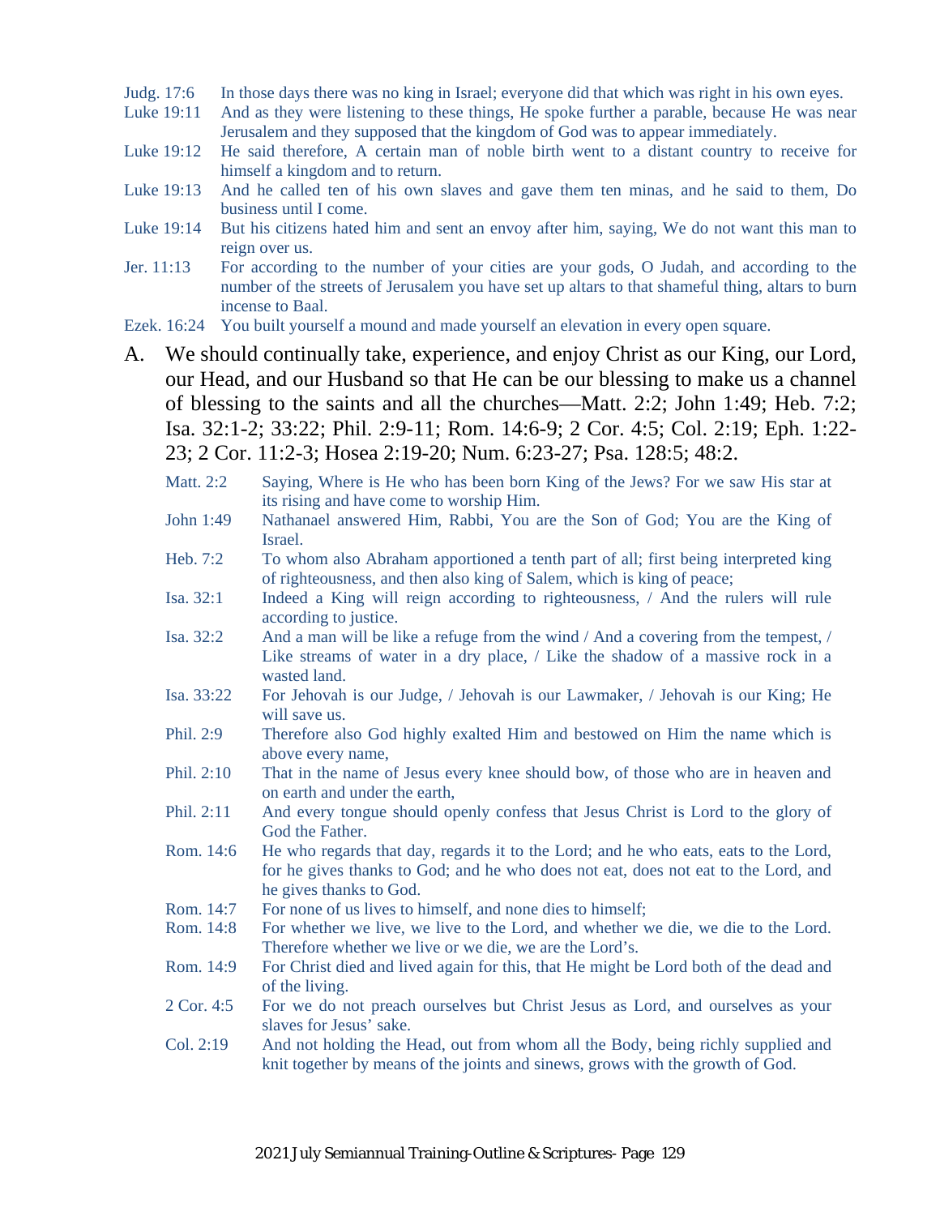Judg. 17:6 In those days there was no king in Israel; everyone did that which was right in his own eyes.

Luke 19:11 And as they were listening to these things, He spoke further a parable, because He was near Jerusalem and they supposed that the kingdom of God was to appear immediately.

Luke 19:12 He said therefore, A certain man of noble birth went to a distant country to receive for himself a kingdom and to return.

Luke 19:13 And he called ten of his own slaves and gave them ten minas, and he said to them, Do business until I come.

Luke 19:14 But his citizens hated him and sent an envoy after him, saying, We do not want this man to reign over us.

Jer. 11:13 For according to the number of your cities are your gods, O Judah, and according to the number of the streets of Jerusalem you have set up altars to that shameful thing, altars to burn incense to Baal.

Ezek. 16:24 You built yourself a mound and made yourself an elevation in every open square.

A. We should continually take, experience, and enjoy Christ as our King, our Lord, our Head, and our Husband so that He can be our blessing to make us a channel of blessing to the saints and all the churches—Matt. 2:2; John 1:49; Heb. 7:2; Isa. 32:1-2; 33:22; Phil. 2:9-11; Rom. 14:6-9; 2 Cor. 4:5; Col. 2:19; Eph. 1:22-23; 2 Cor. 11:2-3; Hosea 2:19-20; Num. 6:23-27; Psa. 128:5; 48:2.

Matt. 2:2 Saying, Where is He who has been born King of the Jews? For we saw His star at its rising and have come to worship Him.

John 1:49 Nathanael answered Him, Rabbi, You are the Son of God; You are the King of Israel.

Heb. 7:2 To whom also Abraham apportioned a tenth part of all; first being interpreted king of righteousness, and then also king of Salem, which is king of peace;

Isa. 32:1 Indeed a King will reign according to righteousness, / And the rulers will rule according to justice.

Isa. 32:2 And a man will be like a refuge from the wind / And a covering from the tempest, / Like streams of water in a dry place, / Like the shadow of a massive rock in a wasted land.

Isa. 33:22 For Jehovah is our Judge, / Jehovah is our Lawmaker, / Jehovah is our King; He will save us.

Phil. 2:9 Therefore also God highly exalted Him and bestowed on Him the name which is above every name,

Phil. 2:10 That in the name of Jesus every knee should bow, of those who are in heaven and on earth and under the earth,

Phil. 2:11 And every tongue should openly confess that Jesus Christ is Lord to the glory of God the Father.

Rom. 14:6 He who regards that day, regards it to the Lord; and he who eats, eats to the Lord, for he gives thanks to God; and he who does not eat, does not eat to the Lord, and he gives thanks to God.

Rom. 14:7 For none of us lives to himself, and none dies to himself;

Rom. 14:8 For whether we live, we live to the Lord, and whether we die, we die to the Lord. Therefore whether we live or we die, we are the Lord's.

Rom. 14:9 For Christ died and lived again for this, that He might be Lord both of the dead and of the living.

2 Cor. 4:5 For we do not preach ourselves but Christ Jesus as Lord, and ourselves as your slaves for Jesus' sake.

Col. 2:19 And not holding the Head, out from whom all the Body, being richly supplied and knit together by means of the joints and sinews, grows with the growth of God.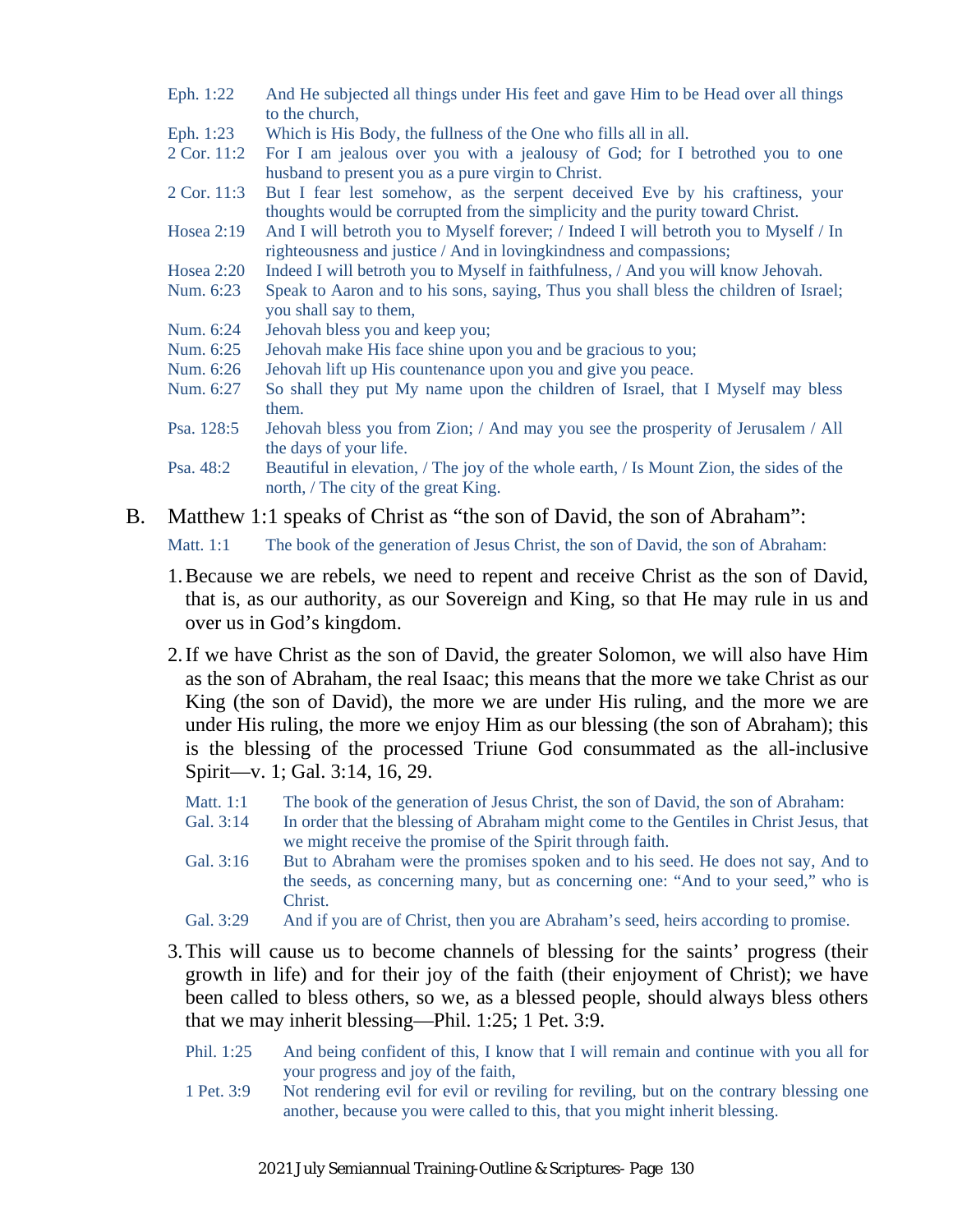Eph. 1:22 And He subjected all things under His feet and gave Him to be Head over all things to the church,

Eph. 1:23 Which is His Body, the fullness of the One who fills all in all.

2 Cor. 11:2 For I am jealous over you with a jealousy of God; for I betrothed you to one husband to present you as a pure virgin to Christ.

2 Cor. 11:3 But I fear lest somehow, as the serpent deceived Eve by his craftiness, your thoughts would be corrupted from the simplicity and the purity toward Christ.

Hosea 2:19 And I will betroth you to Myself forever; / Indeed I will betroth you to Myself / In righteousness and justice / And in lovingkindness and compassions;

Hosea 2:20 Indeed I will betroth you to Myself in faithfulness, / And you will know Jehovah.

Num. 6:23 Speak to Aaron and to his sons, saying, Thus you shall bless the children of Israel; you shall say to them,

Num. 6:24 Jehovah bless you and keep you;

Num. 6:25 Jehovah make His face shine upon you and be gracious to you;

Num. 6:26 Jehovah lift up His countenance upon you and give you peace.

Num. 6:27 So shall they put My name upon the children of Israel, that I Myself may bless them.

Psa. 128:5 Jehovah bless you from Zion; / And may you see the prosperity of Jerusalem / All the days of your life.

Psa. 48:2 Beautiful in elevation, / The joy of the whole earth, / Is Mount Zion, the sides of the north, / The city of the great King.

B. Matthew 1:1 speaks of Christ as "the son of David, the son of Abraham":

Matt. 1:1 The book of the generation of Jesus Christ, the son of David, the son of Abraham:

1. Because we are rebels, we need to repent and receive Christ as the son of David, that is, as our authority, as our Sovereign and King, so that He may rule in us and over us in God's kingdom.

2. If we have Christ as the son of David, the greater Solomon, we will also have Him as the son of Abraham, the real Isaac; this means that the more we take Christ as our King (the son of David), the more we are under His ruling, and the more we are under His ruling, the more we enjoy Him as our blessing (the son of Abraham); this is the blessing of the processed Triune God consummated as the all-inclusive Spirit—v. 1; Gal. 3:14, 16, 29.

   Matt. 1:1 The book of the generation of Jesus Christ, the son of David, the son of Abraham:

   Gal. 3:14 In order that the blessing of Abraham might come to the Gentiles in Christ Jesus, that we might receive the promise of the Spirit through faith.

   Gal. 3:16 But to Abraham were the promises spoken and to his seed. He does not say, And to the seeds, as concerning many, but as concerning one: "And to your seed," who is Christ.

   Gal. 3:29 And if you are of Christ, then you are Abraham's seed, heirs according to promise.

3. This will cause us to become channels of blessing for the saints' progress (their growth in life) and for their joy of the faith (their enjoyment of Christ); we have been called to bless others, so we, as a blessed people, should always bless others that we may inherit blessing—Phil. 1:25; 1 Pet. 3:9.

   Phil. 1:25 And being confident of this, I know that I will remain and continue with you all for your progress and joy of the faith,

   1 Pet. 3:9 Not rendering evil for evil or reviling for reviling, but on the contrary blessing one another, because you were called to this, that you might inherit blessing.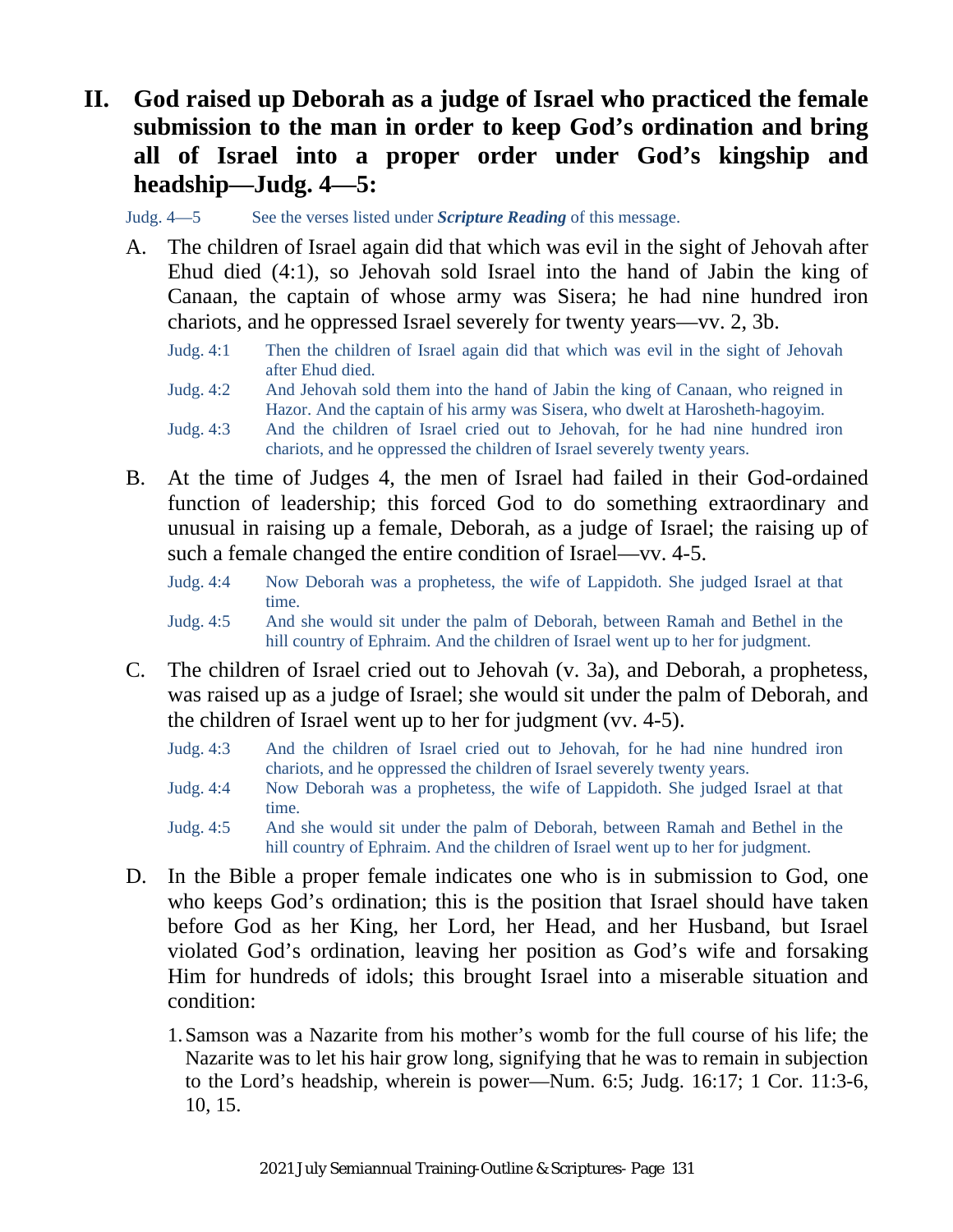## II. God raised up Deborah as a judge of Israel who practiced the female submission to the man in order to keep God's ordination and bring all of Israel into a proper order under God's kingship and headship—Judg. 4—5:

Judg. 4—5 See the verses listed under ***Scripture Reading*** of this message.

A. The children of Israel again did that which was evil in the sight of Jehovah after Ehud died (4:1), so Jehovah sold Israel into the hand of Jabin the king of Canaan, the captain of whose army was Sisera; he had nine hundred iron chariots, and he oppressed Israel severely for twenty years—vv. 2, 3b.

> Judg. 4:1 Then the children of Israel again did that which was evil in the sight of Jehovah after Ehud died.
>
> Judg. 4:2 And Jehovah sold them into the hand of Jabin the king of Canaan, who reigned in Hazor. And the captain of his army was Sisera, who dwelt at Harosheth-hagoyim.
>
> Judg. 4:3 And the children of Israel cried out to Jehovah, for he had nine hundred iron chariots, and he oppressed the children of Israel severely twenty years.

B. At the time of Judges 4, the men of Israel had failed in their God-ordained function of leadership; this forced God to do something extraordinary and unusual in raising up a female, Deborah, as a judge of Israel; the raising up of such a female changed the entire condition of Israel—vv. 4-5.

> Judg. 4:4 Now Deborah was a prophetess, the wife of Lappidoth. She judged Israel at that time.
>
> Judg. 4:5 And she would sit under the palm of Deborah, between Ramah and Bethel in the hill country of Ephraim. And the children of Israel went up to her for judgment.

C. The children of Israel cried out to Jehovah (v. 3a), and Deborah, a prophetess, was raised up as a judge of Israel; she would sit under the palm of Deborah, and the children of Israel went up to her for judgment (vv. 4-5).

> Judg. 4:3 And the children of Israel cried out to Jehovah, for he had nine hundred iron chariots, and he oppressed the children of Israel severely twenty years.
>
> Judg. 4:4 Now Deborah was a prophetess, the wife of Lappidoth. She judged Israel at that time.
>
> Judg. 4:5 And she would sit under the palm of Deborah, between Ramah and Bethel in the hill country of Ephraim. And the children of Israel went up to her for judgment.

D. In the Bible a proper female indicates one who is in submission to God, one who keeps God's ordination; this is the position that Israel should have taken before God as her King, her Lord, her Head, and her Husband, but Israel violated God's ordination, leaving her position as God's wife and forsaking Him for hundreds of idols; this brought Israel into a miserable situation and condition:

1. Samson was a Nazarite from his mother's womb for the full course of his life; the Nazarite was to let his hair grow long, signifying that he was to remain in subjection to the Lord's headship, wherein is power—Num. 6:5; Judg. 16:17; 1 Cor. 11:3-6, 10, 15.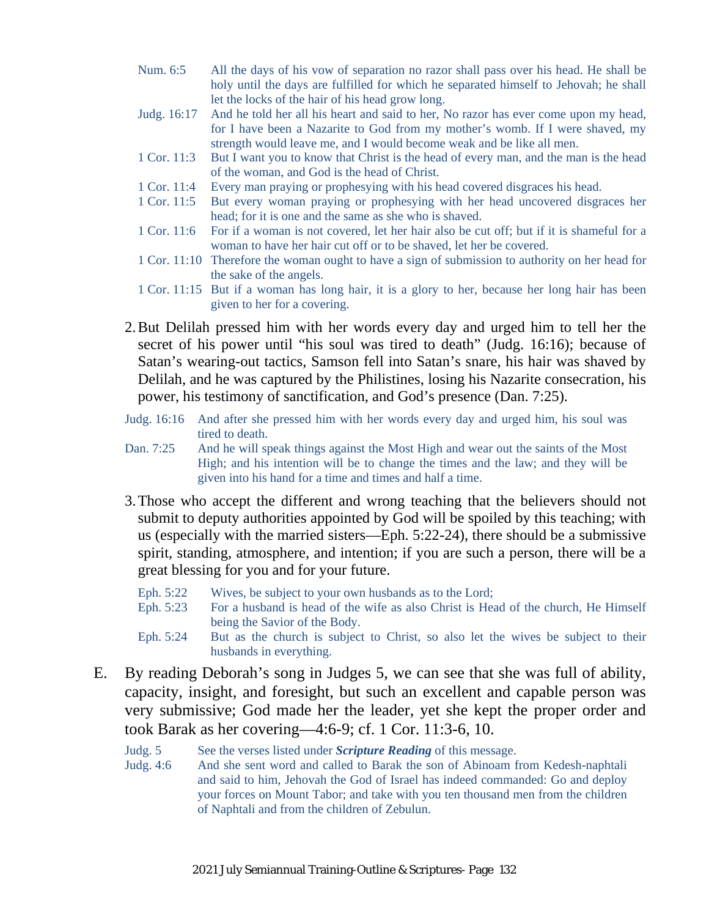| | |
|---|---|
| Num. 6:5 | All the days of his vow of separation no razor shall pass over his head. He shall be holy until the days are fulfilled for which he separated himself to Jehovah; he shall let the locks of the hair of his head grow long. |
| Judg. 16:17 | And he told her all his heart and said to her, No razor has ever come upon my head, for I have been a Nazarite to God from my mother's womb. If I were shaved, my strength would leave me, and I would become weak and be like all men. |
| 1 Cor. 11:3 | But I want you to know that Christ is the head of every man, and the man is the head of the woman, and God is the head of Christ. |
| 1 Cor. 11:4 | Every man praying or prophesying with his head covered disgraces his head. |
| 1 Cor. 11:5 | But every woman praying or prophesying with her head uncovered disgraces her head; for it is one and the same as she who is shaved. |
| 1 Cor. 11:6 | For if a woman is not covered, let her hair also be cut off; but if it is shameful for a woman to have her hair cut off or to be shaved, let her be covered. |
| 1 Cor. 11:10 | Therefore the woman ought to have a sign of submission to authority on her head for the sake of the angels. |
| 1 Cor. 11:15 | But if a woman has long hair, it is a glory to her, because her long hair has been given to her for a covering. |

2. But Delilah pressed him with her words every day and urged him to tell her the secret of his power until "his soul was tired to death" (Judg. 16:16); because of Satan's wearing-out tactics, Samson fell into Satan's snare, his hair was shaved by Delilah, and he was captured by the Philistines, losing his Nazarite consecration, his power, his testimony of sanctification, and God's presence (Dan. 7:25).

| | |
|---|---|
| Judg. 16:16 | And after she pressed him with her words every day and urged him, his soul was tired to death. |
| Dan. 7:25 | And he will speak things against the Most High and wear out the saints of the Most High; and his intention will be to change the times and the law; and they will be given into his hand for a time and times and half a time. |

3. Those who accept the different and wrong teaching that the believers should not submit to deputy authorities appointed by God will be spoiled by this teaching; with us (especially with the married sisters—Eph. 5:22-24), there should be a submissive spirit, standing, atmosphere, and intention; if you are such a person, there will be a great blessing for you and for your future.

| | |
|---|---|
| Eph. 5:22 | Wives, be subject to your own husbands as to the Lord; |
| Eph. 5:23 | For a husband is head of the wife as also Christ is Head of the church, He Himself being the Savior of the Body. |
| Eph. 5:24 | But as the church is subject to Christ, so also let the wives be subject to their husbands in everything. |

E. By reading Deborah's song in Judges 5, we can see that she was full of ability, capacity, insight, and foresight, but such an excellent and capable person was very submissive; God made her the leader, yet she kept the proper order and took Barak as her covering—4:6-9; cf. 1 Cor. 11:3-6, 10.

| | |
|---|---|
| Judg. 5 | See the verses listed under ***Scripture Reading*** of this message. |
| Judg. 4:6 | And she sent word and called to Barak the son of Abinoam from Kedesh-naphtali and said to him, Jehovah the God of Israel has indeed commanded: Go and deploy your forces on Mount Tabor; and take with you ten thousand men from the children of Naphtali and from the children of Zebulun. |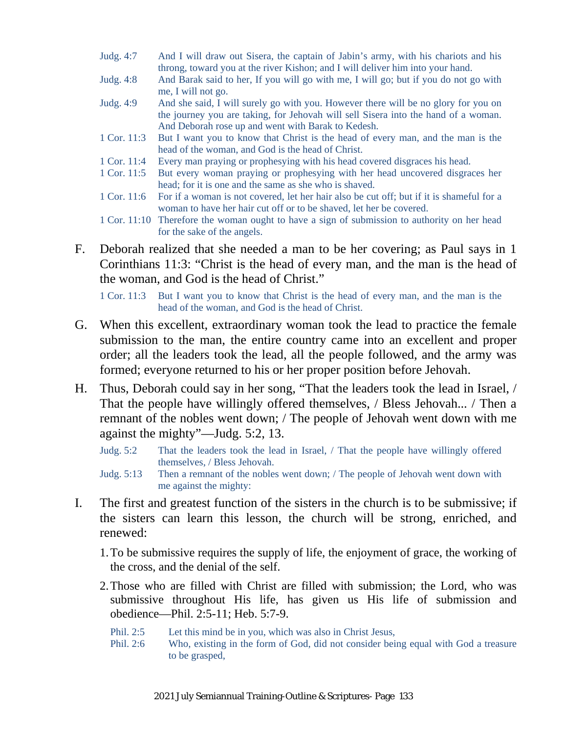Judg. 4:7 And I will draw out Sisera, the captain of Jabin's army, with his chariots and his throng, toward you at the river Kishon; and I will deliver him into your hand.

Judg. 4:8 And Barak said to her, If you will go with me, I will go; but if you do not go with me, I will not go.

Judg. 4:9 And she said, I will surely go with you. However there will be no glory for you on the journey you are taking, for Jehovah will sell Sisera into the hand of a woman. And Deborah rose up and went with Barak to Kedesh.

1 Cor. 11:3 But I want you to know that Christ is the head of every man, and the man is the head of the woman, and God is the head of Christ.

1 Cor. 11:4 Every man praying or prophesying with his head covered disgraces his head.

1 Cor. 11:5 But every woman praying or prophesying with her head uncovered disgraces her head; for it is one and the same as she who is shaved.

1 Cor. 11:6 For if a woman is not covered, let her hair also be cut off; but if it is shameful for a woman to have her hair cut off or to be shaved, let her be covered.

1 Cor. 11:10 Therefore the woman ought to have a sign of submission to authority on her head for the sake of the angels.

F. Deborah realized that she needed a man to be her covering; as Paul says in 1 Corinthians 11:3: "Christ is the head of every man, and the man is the head of the woman, and God is the head of Christ."

1 Cor. 11:3 But I want you to know that Christ is the head of every man, and the man is the head of the woman, and God is the head of Christ.

G. When this excellent, extraordinary woman took the lead to practice the female submission to the man, the entire country came into an excellent and proper order; all the leaders took the lead, all the people followed, and the army was formed; everyone returned to his or her proper position before Jehovah.

H. Thus, Deborah could say in her song, "That the leaders took the lead in Israel, / That the people have willingly offered themselves, / Bless Jehovah... / Then a remnant of the nobles went down; / The people of Jehovah went down with me against the mighty"—Judg. 5:2, 13.

Judg. 5:2 That the leaders took the lead in Israel, / That the people have willingly offered themselves, / Bless Jehovah.

Judg. 5:13 Then a remnant of the nobles went down; / The people of Jehovah went down with me against the mighty:

I. The first and greatest function of the sisters in the church is to be submissive; if the sisters can learn this lesson, the church will be strong, enriched, and renewed:

1. To be submissive requires the supply of life, the enjoyment of grace, the working of the cross, and the denial of the self.

2. Those who are filled with Christ are filled with submission; the Lord, who was submissive throughout His life, has given us His life of submission and obedience—Phil. 2:5-11; Heb. 5:7-9.

Phil. 2:5 Let this mind be in you, which was also in Christ Jesus,

Phil. 2:6 Who, existing in the form of God, did not consider being equal with God a treasure to be grasped,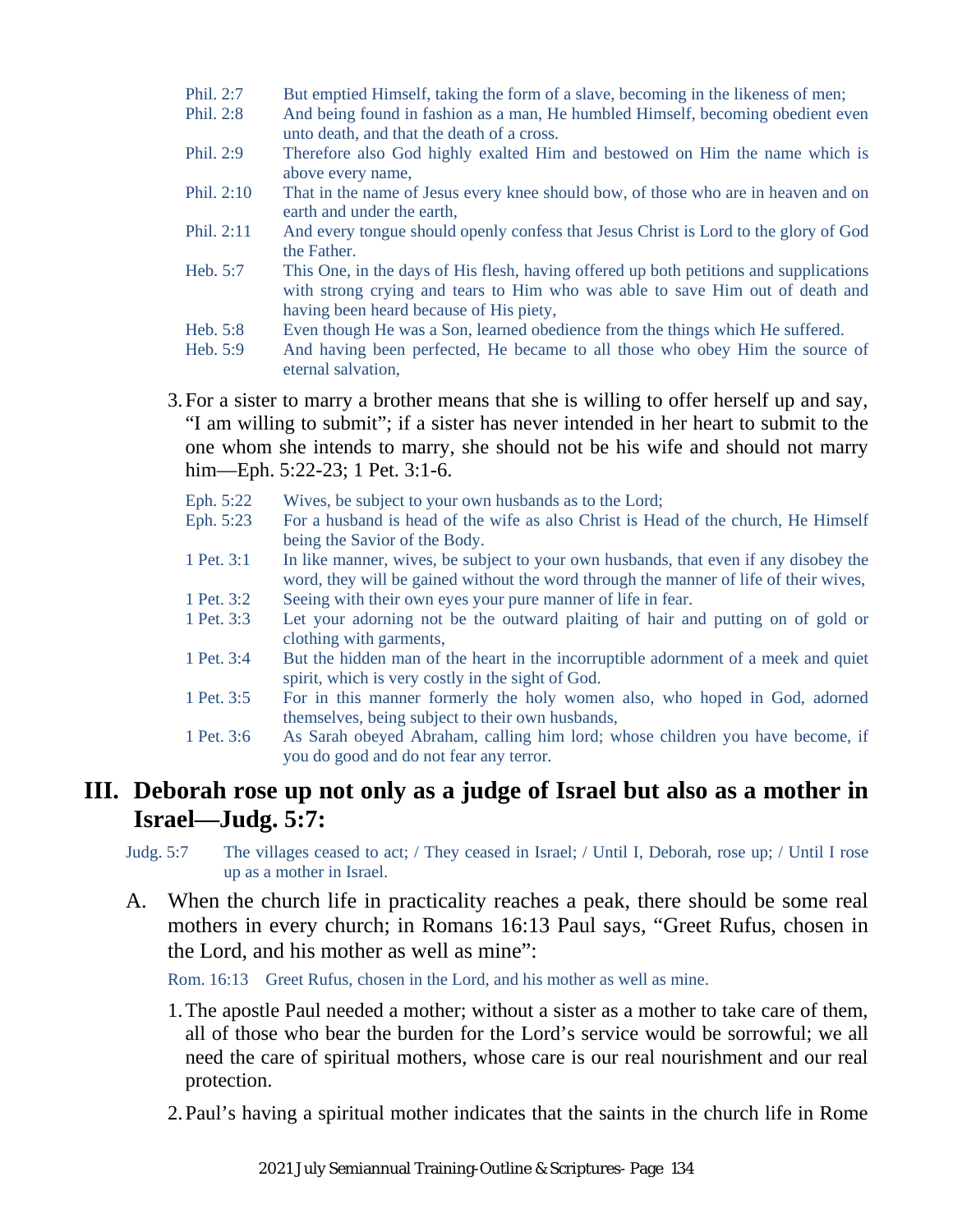Phil. 2:7 But emptied Himself, taking the form of a slave, becoming in the likeness of men;

Phil. 2:8 And being found in fashion as a man, He humbled Himself, becoming obedient even unto death, and that the death of a cross.

Phil. 2:9 Therefore also God highly exalted Him and bestowed on Him the name which is above every name,

Phil. 2:10 That in the name of Jesus every knee should bow, of those who are in heaven and on earth and under the earth,

Phil. 2:11 And every tongue should openly confess that Jesus Christ is Lord to the glory of God the Father.

Heb. 5:7 This One, in the days of His flesh, having offered up both petitions and supplications with strong crying and tears to Him who was able to save Him out of death and having been heard because of His piety,

Heb. 5:8 Even though He was a Son, learned obedience from the things which He suffered.

Heb. 5:9 And having been perfected, He became to all those who obey Him the source of eternal salvation,

3. For a sister to marry a brother means that she is willing to offer herself up and say, "I am willing to submit"; if a sister has never intended in her heart to submit to the one whom she intends to marry, she should not be his wife and should not marry him—Eph. 5:22-23; 1 Pet. 3:1-6.

Eph. 5:22 Wives, be subject to your own husbands as to the Lord;

Eph. 5:23 For a husband is head of the wife as also Christ is Head of the church, He Himself being the Savior of the Body.

1 Pet. 3:1 In like manner, wives, be subject to your own husbands, that even if any disobey the word, they will be gained without the word through the manner of life of their wives,

1 Pet. 3:2 Seeing with their own eyes your pure manner of life in fear.

1 Pet. 3:3 Let your adorning not be the outward plaiting of hair and putting on of gold or clothing with garments,

1 Pet. 3:4 But the hidden man of the heart in the incorruptible adornment of a meek and quiet spirit, which is very costly in the sight of God.

1 Pet. 3:5 For in this manner formerly the holy women also, who hoped in God, adorned themselves, being subject to their own husbands,

1 Pet. 3:6 As Sarah obeyed Abraham, calling him lord; whose children you have become, if you do good and do not fear any terror.

## III. Deborah rose up not only as a judge of Israel but also as a mother in Israel—Judg. 5:7:

Judg. 5:7 The villages ceased to act; / They ceased in Israel; / Until I, Deborah, rose up; / Until I rose up as a mother in Israel.

A. When the church life in practicality reaches a peak, there should be some real mothers in every church; in Romans 16:13 Paul says, "Greet Rufus, chosen in the Lord, and his mother as well as mine":

Rom. 16:13 Greet Rufus, chosen in the Lord, and his mother as well as mine.

1. The apostle Paul needed a mother; without a sister as a mother to take care of them, all of those who bear the burden for the Lord's service would be sorrowful; we all need the care of spiritual mothers, whose care is our real nourishment and our real protection.

2. Paul's having a spiritual mother indicates that the saints in the church life in Rome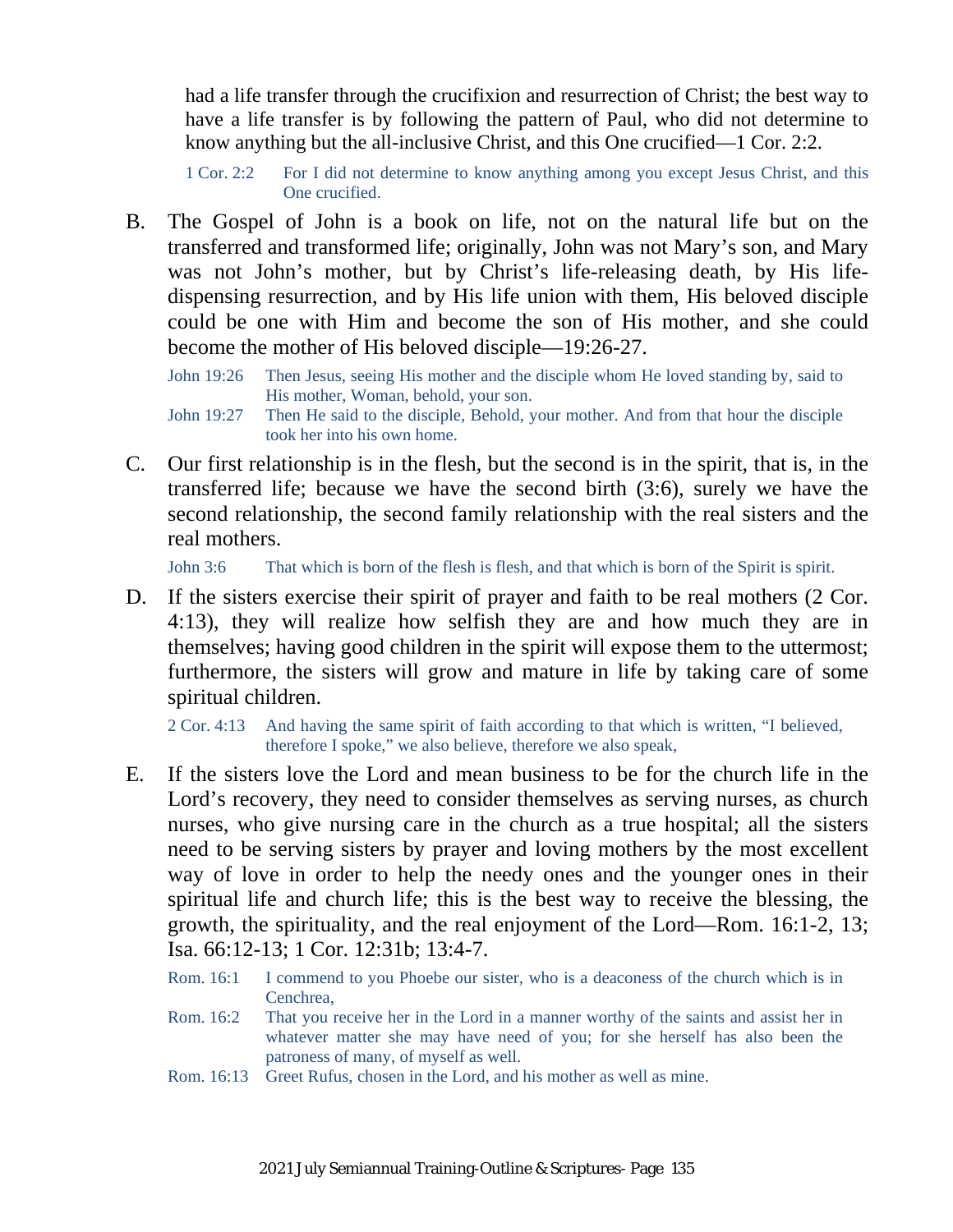had a life transfer through the crucifixion and resurrection of Christ; the best way to have a life transfer is by following the pattern of Paul, who did not determine to know anything but the all-inclusive Christ, and this One crucified—1 Cor. 2:2.

> 1 Cor. 2:2 For I did not determine to know anything among you except Jesus Christ, and this One crucified.

B. The Gospel of John is a book on life, not on the natural life but on the transferred and transformed life; originally, John was not Mary's son, and Mary was not John's mother, but by Christ's life-releasing death, by His life-dispensing resurrection, and by His life union with them, His beloved disciple could be one with Him and become the son of His mother, and she could become the mother of His beloved disciple—19:26-27.

> John 19:26 Then Jesus, seeing His mother and the disciple whom He loved standing by, said to His mother, Woman, behold, your son.
>
> John 19:27 Then He said to the disciple, Behold, your mother. And from that hour the disciple took her into his own home.

C. Our first relationship is in the flesh, but the second is in the spirit, that is, in the transferred life; because we have the second birth (3:6), surely we have the second relationship, the second family relationship with the real sisters and the real mothers.

> John 3:6 That which is born of the flesh is flesh, and that which is born of the Spirit is spirit.

D. If the sisters exercise their spirit of prayer and faith to be real mothers (2 Cor. 4:13), they will realize how selfish they are and how much they are in themselves; having good children in the spirit will expose them to the uttermost; furthermore, the sisters will grow and mature in life by taking care of some spiritual children.

> 2 Cor. 4:13 And having the same spirit of faith according to that which is written, "I believed, therefore I spoke," we also believe, therefore we also speak,

E. If the sisters love the Lord and mean business to be for the church life in the Lord's recovery, they need to consider themselves as serving nurses, as church nurses, who give nursing care in the church as a true hospital; all the sisters need to be serving sisters by prayer and loving mothers by the most excellent way of love in order to help the needy ones and the younger ones in their spiritual life and church life; this is the best way to receive the blessing, the growth, the spirituality, and the real enjoyment of the Lord—Rom. 16:1-2, 13; Isa. 66:12-13; 1 Cor. 12:31b; 13:4-7.

> Rom. 16:1 I commend to you Phoebe our sister, who is a deaconess of the church which is in Cenchrea,
>
> Rom. 16:2 That you receive her in the Lord in a manner worthy of the saints and assist her in whatever matter she may have need of you; for she herself has also been the patroness of many, of myself as well.
>
> Rom. 16:13 Greet Rufus, chosen in the Lord, and his mother as well as mine.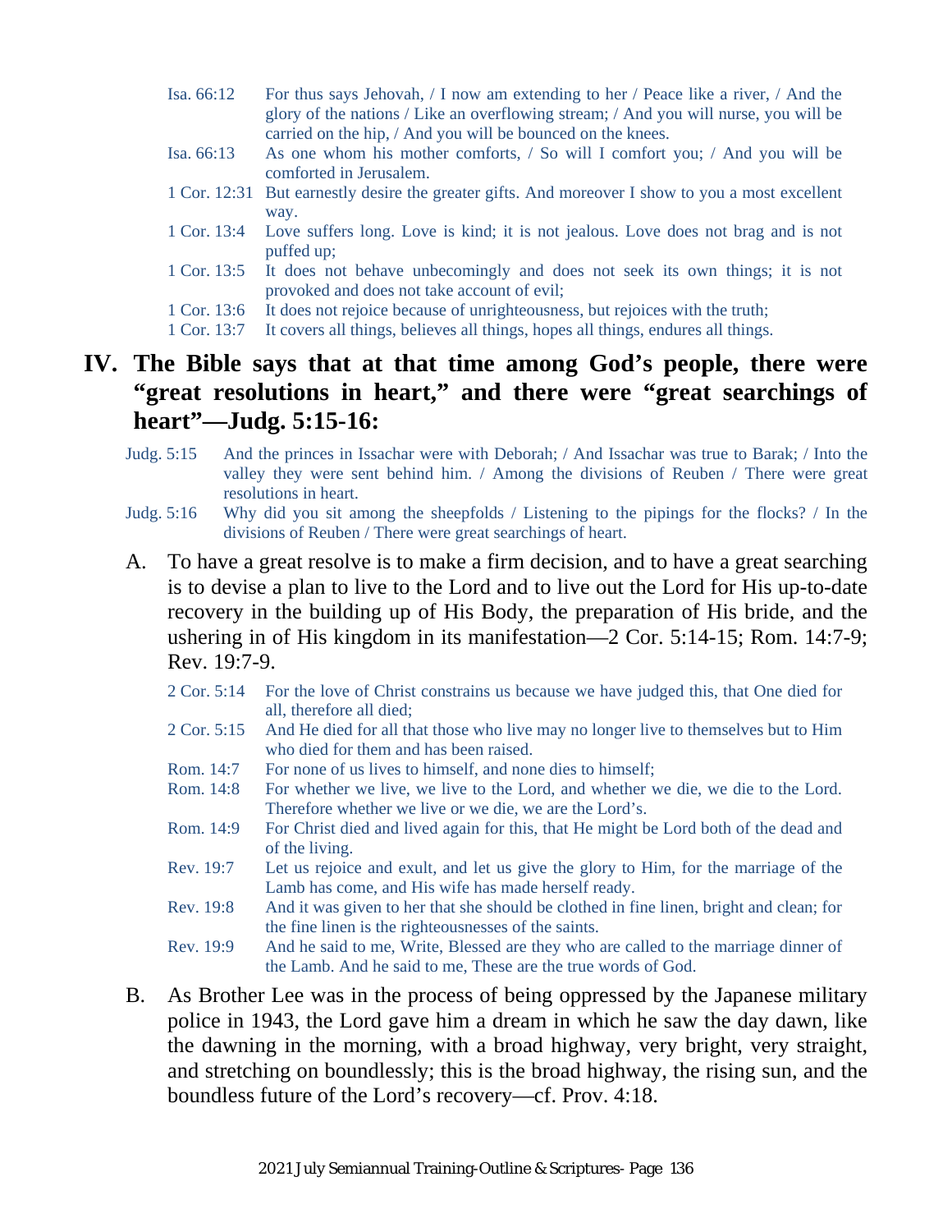Isa. 66:12 For thus says Jehovah, / I now am extending to her / Peace like a river, / And the glory of the nations / Like an overflowing stream; / And you will nurse, you will be carried on the hip, / And you will be bounced on the knees.

Isa. 66:13 As one whom his mother comforts, / So will I comfort you; / And you will be comforted in Jerusalem.

1 Cor. 12:31 But earnestly desire the greater gifts. And moreover I show to you a most excellent way.

1 Cor. 13:4 Love suffers long. Love is kind; it is not jealous. Love does not brag and is not puffed up;

1 Cor. 13:5 It does not behave unbecomingly and does not seek its own things; it is not provoked and does not take account of evil;

1 Cor. 13:6 It does not rejoice because of unrighteousness, but rejoices with the truth;

1 Cor. 13:7 It covers all things, believes all things, hopes all things, endures all things.

## IV. The Bible says that at that time among God's people, there were "great resolutions in heart," and there were "great searchings of heart"—Judg. 5:15-16:

Judg. 5:15 And the princes in Issachar were with Deborah; / And Issachar was true to Barak; / Into the valley they were sent behind him. / Among the divisions of Reuben / There were great resolutions in heart.

Judg. 5:16 Why did you sit among the sheepfolds / Listening to the pipings for the flocks? / In the divisions of Reuben / There were great searchings of heart.

A. To have a great resolve is to make a firm decision, and to have a great searching is to devise a plan to live to the Lord and to live out the Lord for His up-to-date recovery in the building up of His Body, the preparation of His bride, and the ushering in of His kingdom in its manifestation—2 Cor. 5:14-15; Rom. 14:7-9; Rev. 19:7-9.

2 Cor. 5:14 For the love of Christ constrains us because we have judged this, that One died for all, therefore all died;

2 Cor. 5:15 And He died for all that those who live may no longer live to themselves but to Him who died for them and has been raised.

Rom. 14:7 For none of us lives to himself, and none dies to himself;

Rom. 14:8 For whether we live, we live to the Lord, and whether we die, we die to the Lord. Therefore whether we live or we die, we are the Lord's.

Rom. 14:9 For Christ died and lived again for this, that He might be Lord both of the dead and of the living.

Rev. 19:7 Let us rejoice and exult, and let us give the glory to Him, for the marriage of the Lamb has come, and His wife has made herself ready.

Rev. 19:8 And it was given to her that she should be clothed in fine linen, bright and clean; for the fine linen is the righteousnesses of the saints.

Rev. 19:9 And he said to me, Write, Blessed are they who are called to the marriage dinner of the Lamb. And he said to me, These are the true words of God.

B. As Brother Lee was in the process of being oppressed by the Japanese military police in 1943, the Lord gave him a dream in which he saw the day dawn, like the dawning in the morning, with a broad highway, very bright, very straight, and stretching on boundlessly; this is the broad highway, the rising sun, and the boundless future of the Lord's recovery—cf. Prov. 4:18.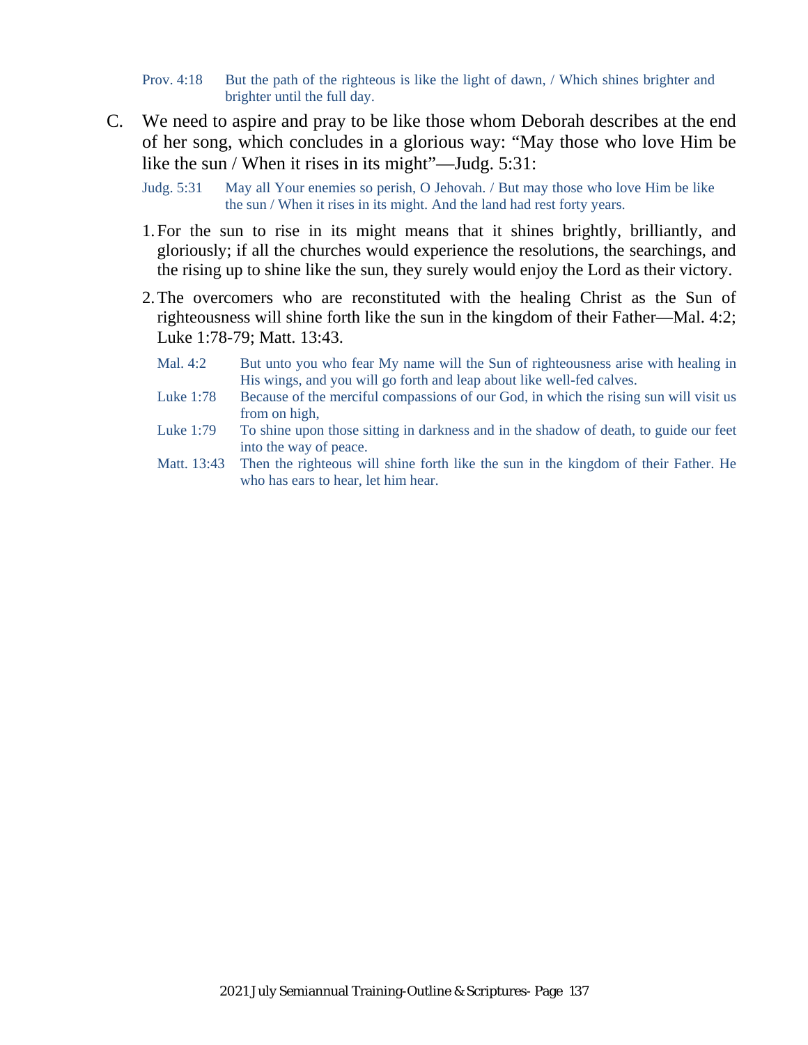Prov. 4:18 But the path of the righteous is like the light of dawn, / Which shines brighter and brighter until the full day.

C. We need to aspire and pray to be like those whom Deborah describes at the end of her song, which concludes in a glorious way: "May those who love Him be like the sun / When it rises in its might"—Judg. 5:31:

Judg. 5:31 May all Your enemies so perish, O Jehovah. / But may those who love Him be like the sun / When it rises in its might. And the land had rest forty years.

1. For the sun to rise in its might means that it shines brightly, brilliantly, and gloriously; if all the churches would experience the resolutions, the searchings, and the rising up to shine like the sun, they surely would enjoy the Lord as their victory.

2. The overcomers who are reconstituted with the healing Christ as the Sun of righteousness will shine forth like the sun in the kingdom of their Father—Mal. 4:2; Luke 1:78-79; Matt. 13:43.

Mal. 4:2 But unto you who fear My name will the Sun of righteousness arise with healing in His wings, and you will go forth and leap about like well-fed calves.

Luke 1:78 Because of the merciful compassions of our God, in which the rising sun will visit us from on high,

Luke 1:79 To shine upon those sitting in darkness and in the shadow of death, to guide our feet into the way of peace.

Matt. 13:43 Then the righteous will shine forth like the sun in the kingdom of their Father. He who has ears to hear, let him hear.